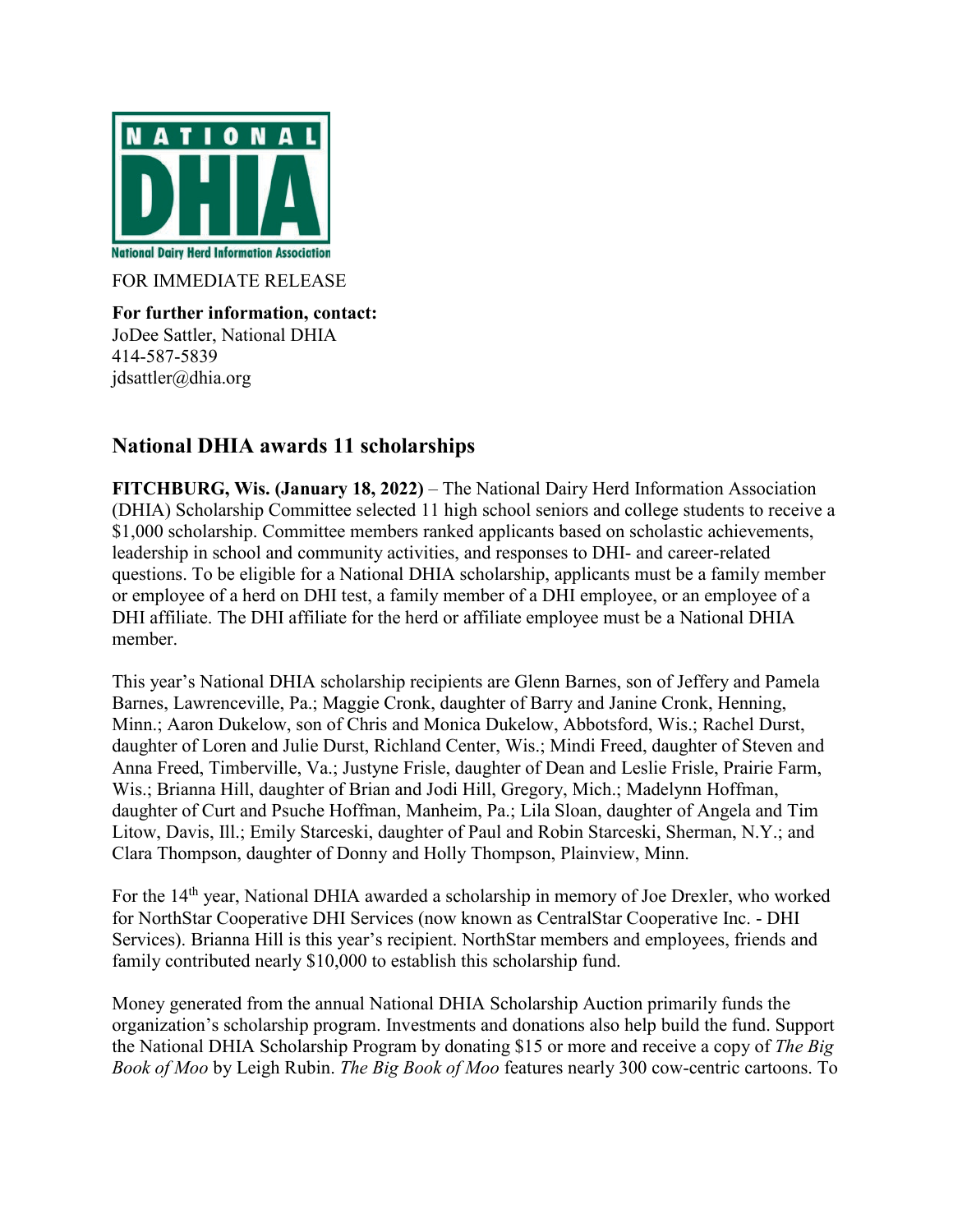NATIONAL DHIA

National Dairy Herd Information Association

FOR IMMEDIATE RELEASE

**For further information, contact:**
JoDee Sattler, National DHIA
414-587-5839
jdsattler@dhia.org

## National DHIA awards 11 scholarships

**FITCHBURG, Wis. (January 18, 2022)** – The National Dairy Herd Information Association (DHIA) Scholarship Committee selected 11 high school seniors and college students to receive a $1,000 scholarship. Committee members ranked applicants based on scholastic achievements, leadership in school and community activities, and responses to DHI- and career-related questions. To be eligible for a National DHIA scholarship, applicants must be a family member or employee of a herd on DHI test, a family member of a DHI employee, or an employee of a DHI affiliate. The DHI affiliate for the herd or affiliate employee must be a National DHIA member.

This year's National DHIA scholarship recipients are Glenn Barnes, son of Jeffery and Pamela Barnes, Lawrenceville, Pa.; Maggie Cronk, daughter of Barry and Janine Cronk, Henning, Minn.; Aaron Dukelow, son of Chris and Monica Dukelow, Abbotsford, Wis.; Rachel Durst, daughter of Loren and Julie Durst, Richland Center, Wis.; Mindi Freed, daughter of Steven and Anna Freed, Timberville, Va.; Justyne Frisle, daughter of Dean and Leslie Frisle, Prairie Farm, Wis.; Brianna Hill, daughter of Brian and Jodi Hill, Gregory, Mich.; Madelynn Hoffman, daughter of Curt and Psuche Hoffman, Manheim, Pa.; Lila Sloan, daughter of Angela and Tim Litow, Davis, Ill.; Emily Starceski, daughter of Paul and Robin Starceski, Sherman, N.Y.; and Clara Thompson, daughter of Donny and Holly Thompson, Plainview, Minn.

For the 14th year, National DHIA awarded a scholarship in memory of Joe Drexler, who worked for NorthStar Cooperative DHI Services (now known as CentralStar Cooperative Inc. - DHI Services). Brianna Hill is this year's recipient. NorthStar members and employees, friends and family contributed nearly $10,000 to establish this scholarship fund.

Money generated from the annual National DHIA Scholarship Auction primarily funds the organization's scholarship program. Investments and donations also help build the fund. Support the National DHIA Scholarship Program by donating $15 or more and receive a copy of *The Big Book of Moo* by Leigh Rubin. *The Big Book of Moo* features nearly 300 cow-centric cartoons. To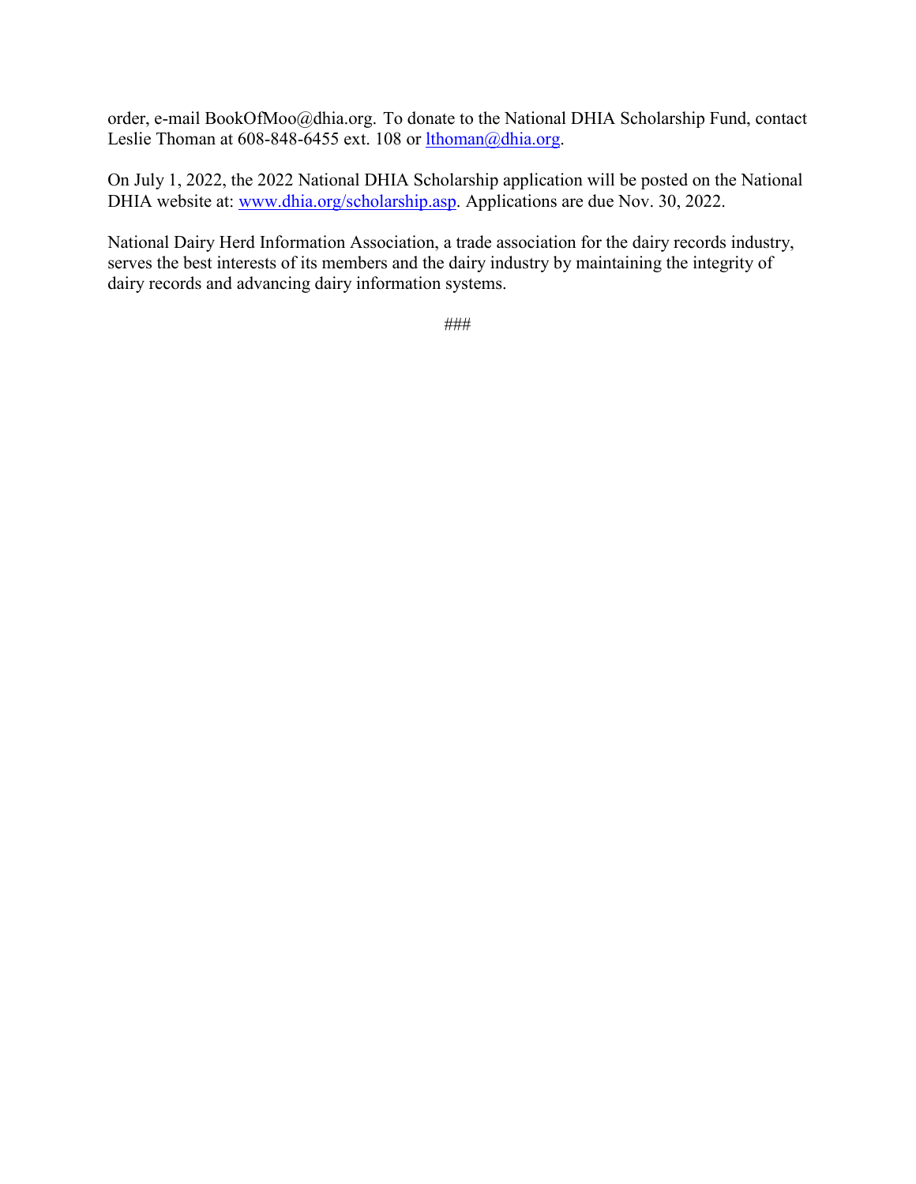order, e-mail BookOfMoo@dhia.org. To donate to the National DHIA Scholarship Fund, contact Leslie Thoman at 608-848-6455 ext. 108 or lthoman@dhia.org.

On July 1, 2022, the 2022 National DHIA Scholarship application will be posted on the National DHIA website at: www.dhia.org/scholarship.asp. Applications are due Nov. 30, 2022.

National Dairy Herd Information Association, a trade association for the dairy records industry, serves the best interests of its members and the dairy industry by maintaining the integrity of dairy records and advancing dairy information systems.

###